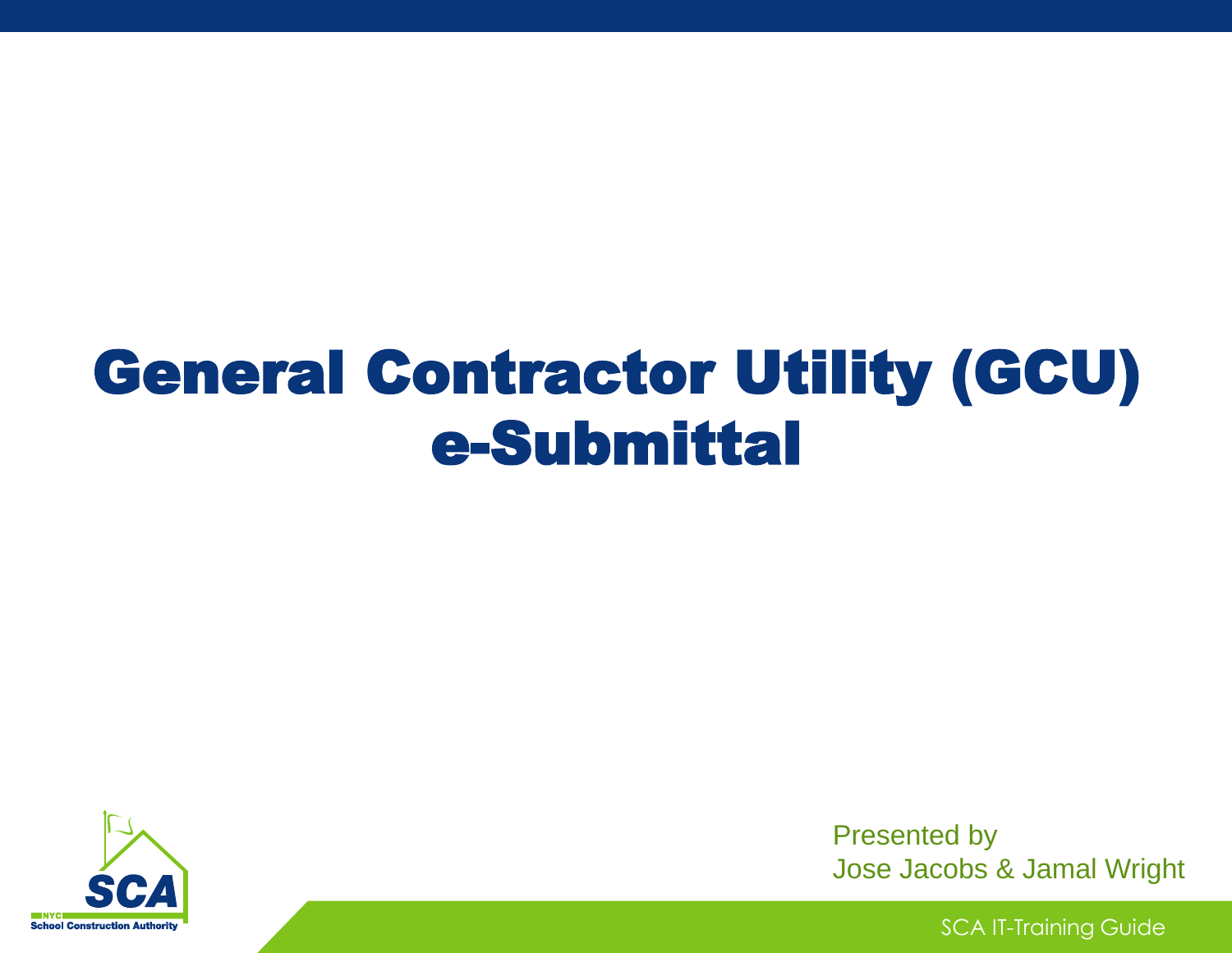# General Contractor Utility (GCU) e-Submittal

NYC School Construction Authority

Presented by
Jose Jacobs & Jamal Wright

SCA IT-Training Guide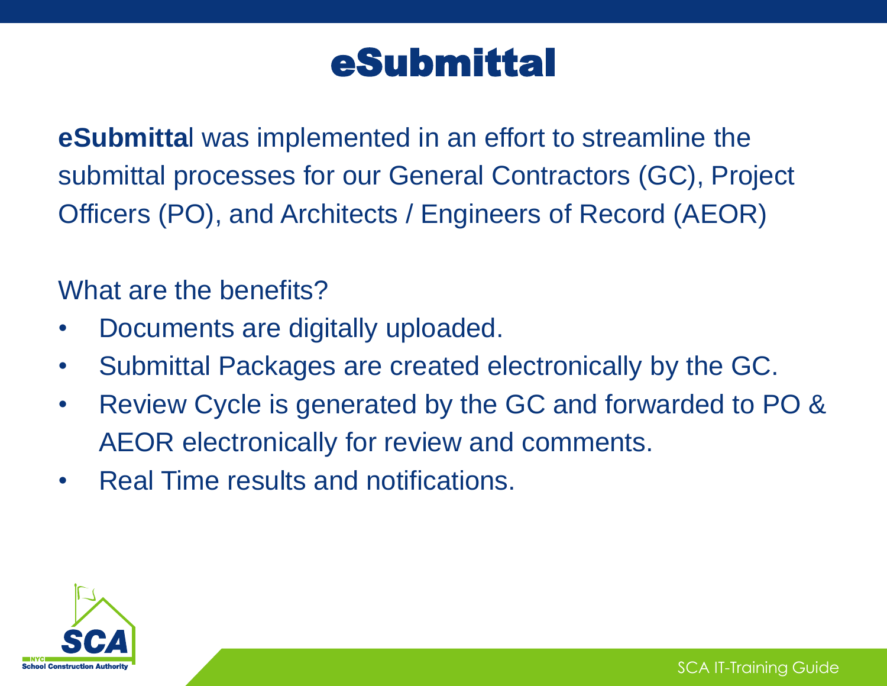# eSubmittal

**eSubmittal** was implemented in an effort to streamline the submittal processes for our General Contractors (GC), Project Officers (PO), and Architects / Engineers of Record (AEOR)

What are the benefits?

- Documents are digitally uploaded.
- Submittal Packages are created electronically by the GC.
- Review Cycle is generated by the GC and forwarded to PO & AEOR electronically for review and comments.
- Real Time results and notifications.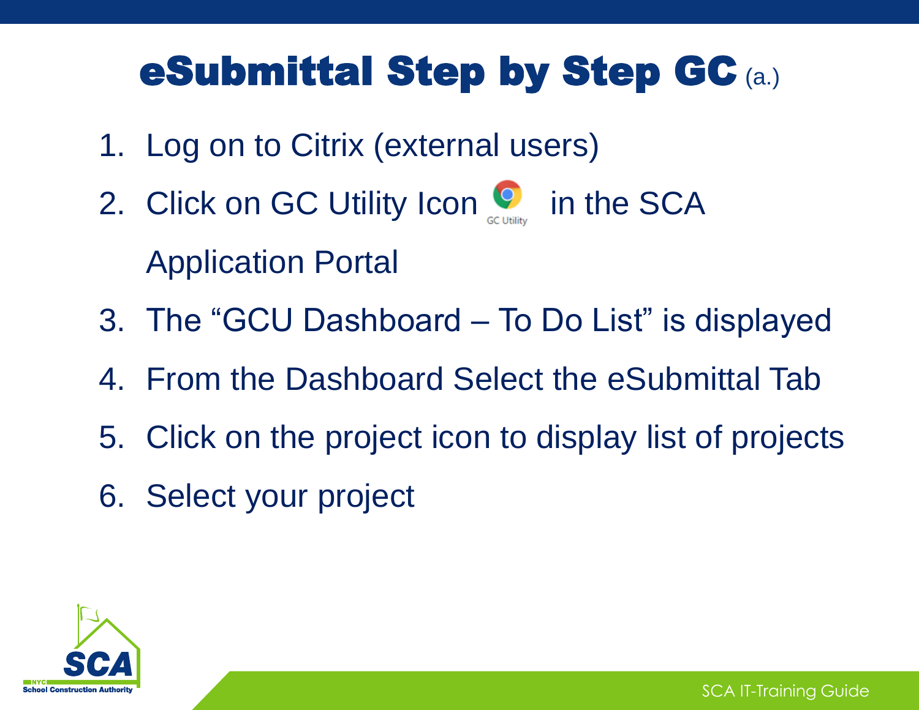# eSubmittal Step by Step GC (a.)

1. Log on to Citrix (external users)
2. Click on GC Utility Icon in the SCA Application Portal
3. The "GCU Dashboard – To Do List" is displayed
4. From the Dashboard Select the eSubmittal Tab
5. Click on the project icon to display list of projects
6. Select your project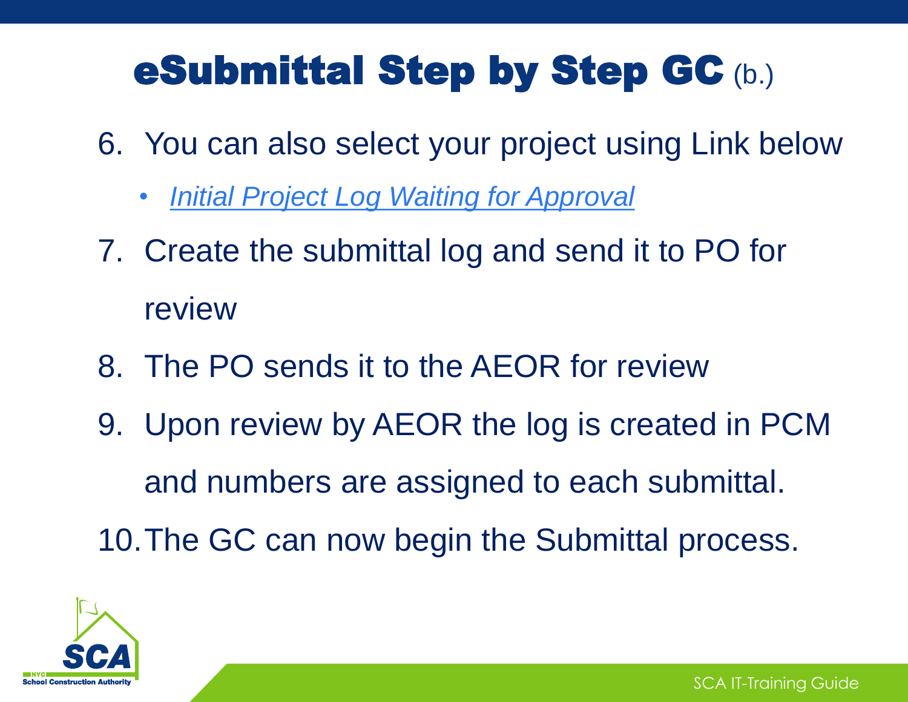# eSubmittal Step by Step GC (b.)

6. You can also select your project using Link below
   - *Initial Project Log Waiting for Approval*
7. Create the submittal log and send it to PO for review
8. The PO sends it to the AEOR for review
9. Upon review by AEOR the log is created in PCM and numbers are assigned to each submittal.
10. The GC can now begin the Submittal process.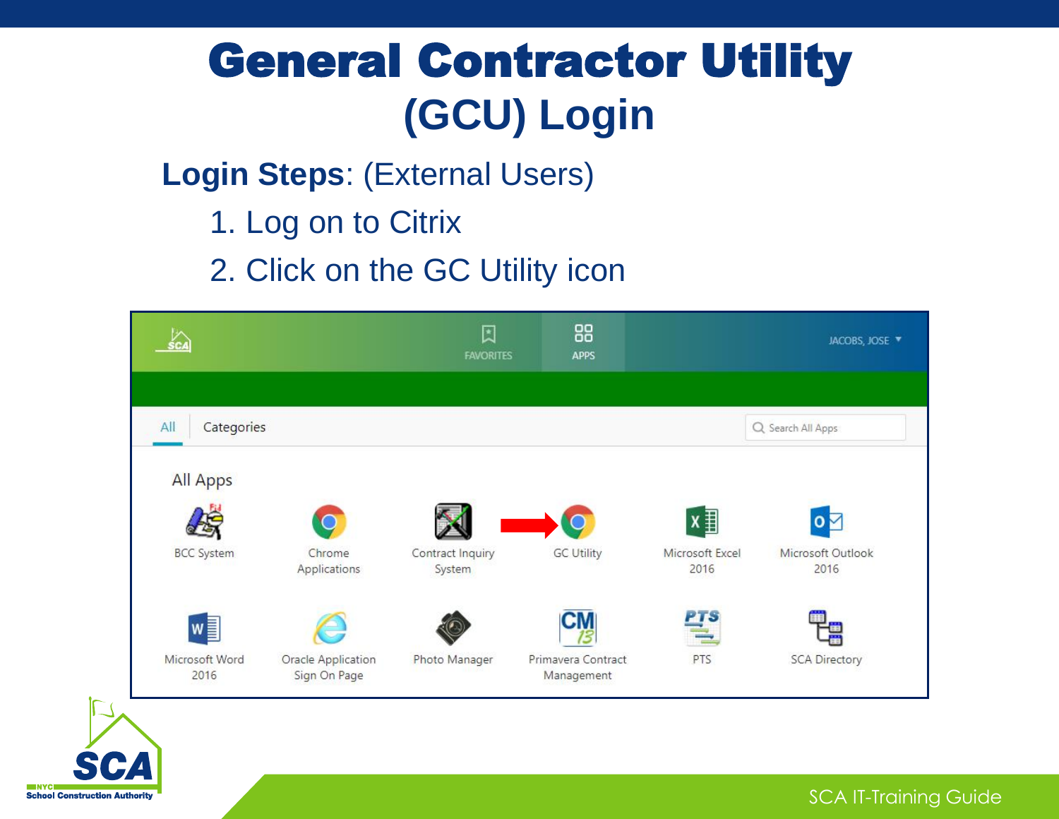# General Contractor Utility (GCU) Login

**Login Steps**: (External Users)

1. Log on to Citrix
2. Click on the GC Utility icon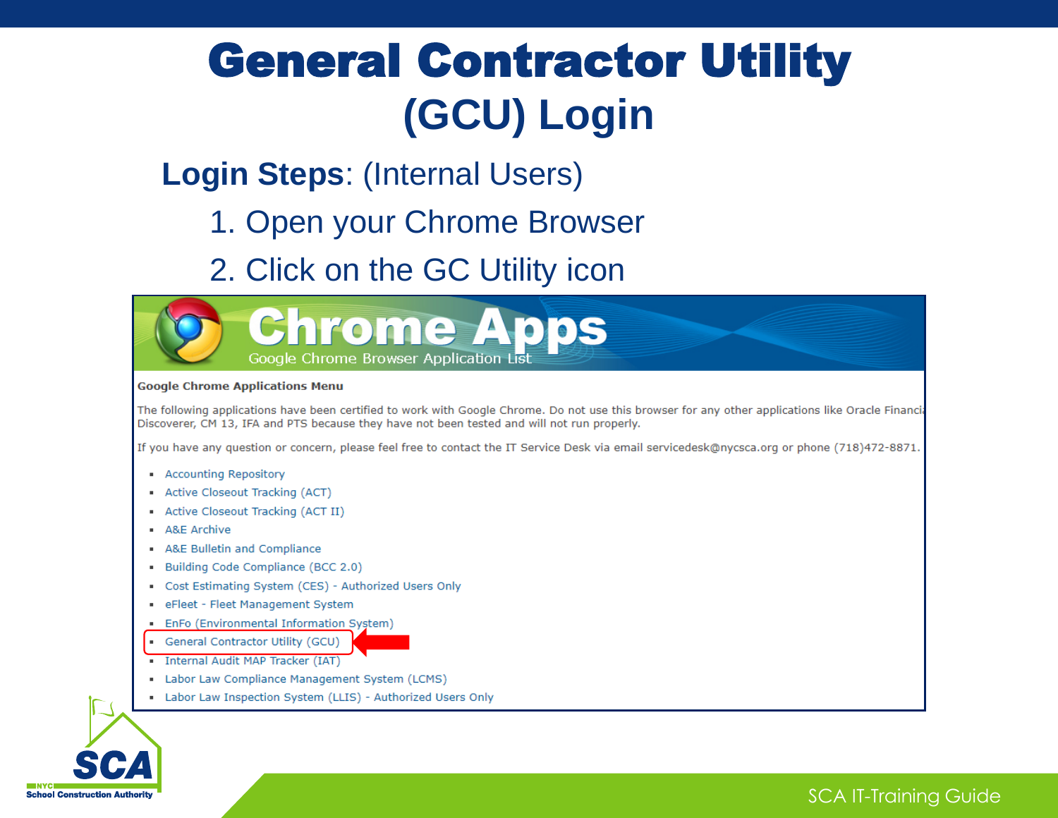# General Contractor Utility (GCU) Login

**Login Steps**: (Internal Users)

1. Open your Chrome Browser
2. Click on the GC Utility icon

**Chrome Apps**

Google Chrome Browser Application List

**Google Chrome Applications Menu**

The following applications have been certified to work with Google Chrome. Do not use this browser for any other applications like Oracle Financi Discoverer, CM 13, IFA and PTS because they have not been tested and will not run properly.

If you have any question or concern, please feel free to contact the IT Service Desk via email servicedesk@nycsca.org or phone (718)472-8871.

- Accounting Repository
- Active Closeout Tracking (ACT)
- Active Closeout Tracking (ACT II)
- A&E Archive
- A&E Bulletin and Compliance
- Building Code Compliance (BCC 2.0)
- Cost Estimating System (CES) - Authorized Users Only
- eFleet - Fleet Management System
- EnFo (Environmental Information System)
- General Contractor Utility (GCU)
- Internal Audit MAP Tracker (IAT)
- Labor Law Compliance Management System (LCMS)
- Labor Law Inspection System (LLIS) - Authorized Users Only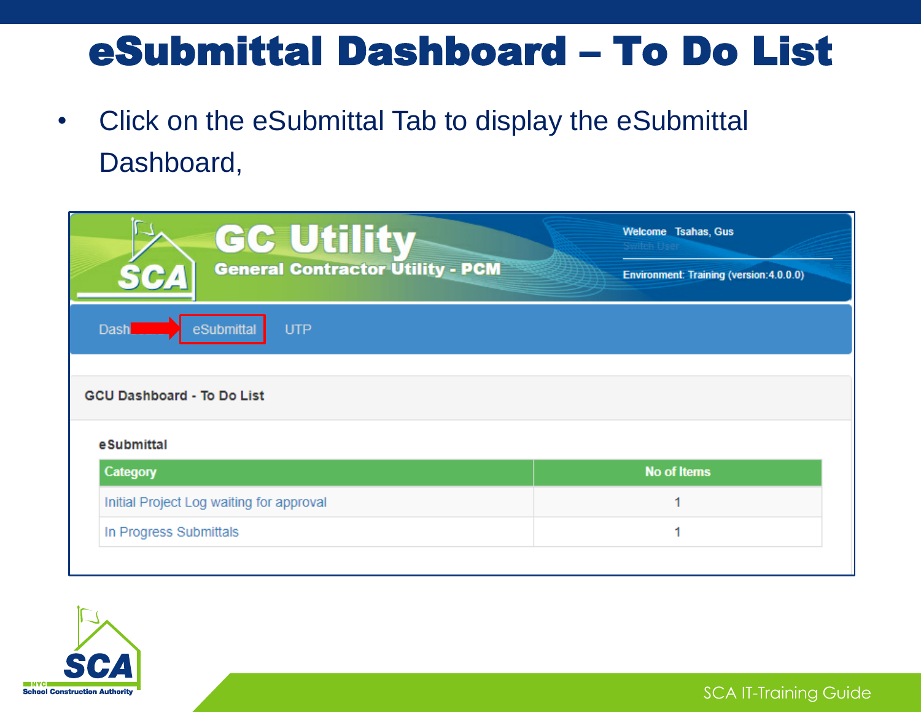# eSubmittal Dashboard – To Do List

- Click on the eSubmittal Tab to display the eSubmittal Dashboard,

GC Utility

General Contractor Utility - PCM

Welcome Tsahas, Gus

Environment: Training (version:4.0.0.0)

Dashboard | eSubmittal | UTP

GCU Dashboard - To Do List

eSubmittal

| Category | No of Items |
|---|---|
| Initial Project Log waiting for approval | 1 |
| In Progress Submittals | 1 |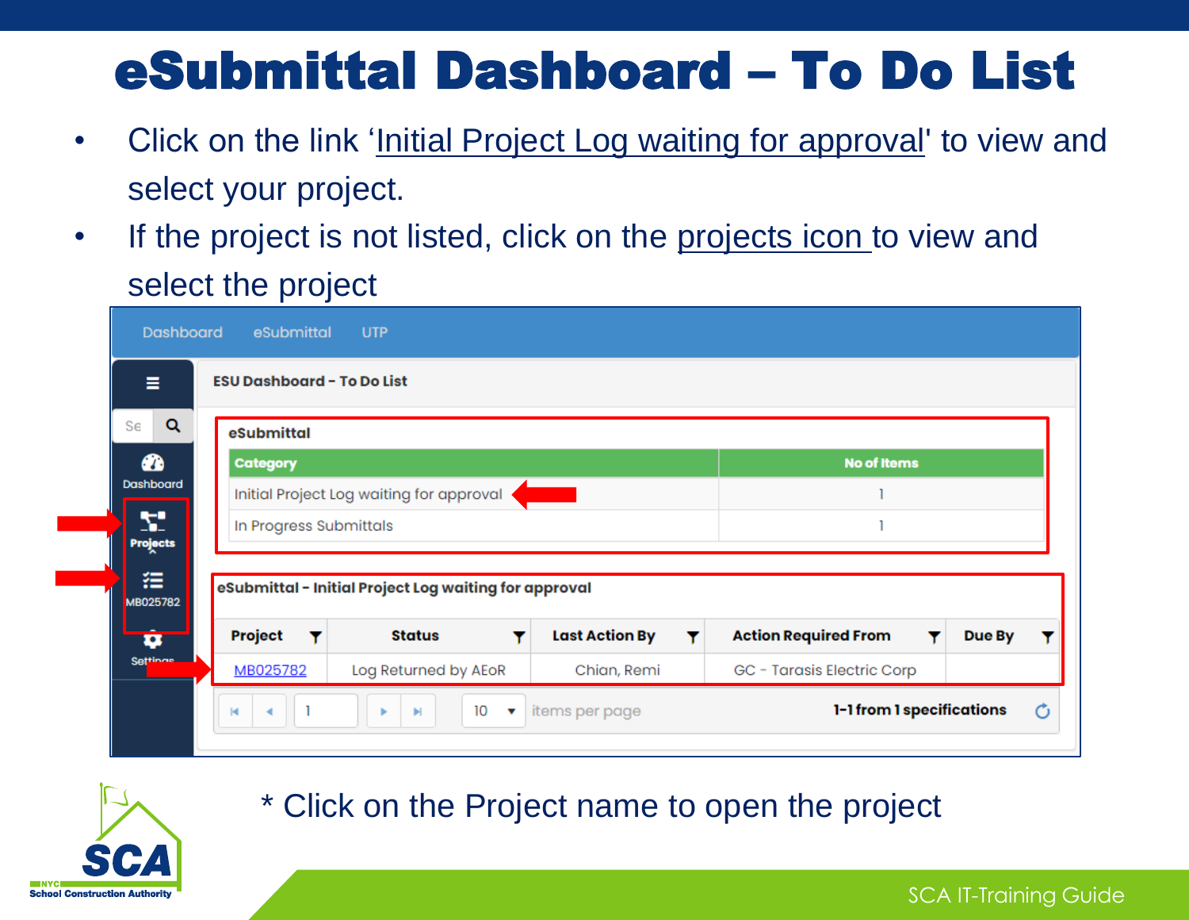# eSubmittal Dashboard – To Do List

- Click on the link 'Initial Project Log waiting for approval' to view and select your project.
- If the project is not listed, click on the projects icon to view and select the project

Dashboard eSubmittal UTP

**ESU Dashboard - To Do List**

**eSubmittal**

| Category | No of Items |
|---|---|
| Initial Project Log waiting for approval | 1 |
| In Progress Submittals | 1 |

**eSubmittal - Initial Project Log waiting for approval**

| Project | Status | Last Action By | Action Required From | Due By |
|---|---|---|---|---|
| MB025782 | Log Returned by AEoR | Chian, Remi | GC - Tarasis Electric Corp | |

10 items per page 1-1 from 1 specifications

\* Click on the Project name to open the project

SCA IT-Training Guide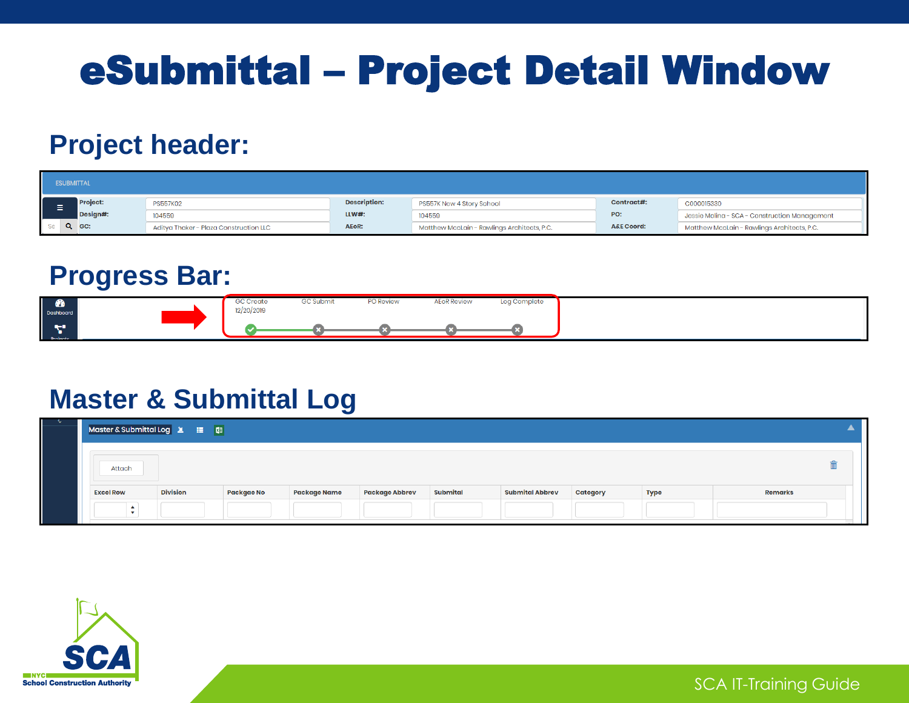# eSubmittal – Project Detail Window

## Project header:

ESUBMITTAL

| Project: | PS557K02 | Description: | PS557K New 4 Story School | Contract#: | C000015330 |
|---|---|---|---|---|---|
| Design#: | 104559 | LLW#: | 104559 | PO: | Jessie Molina - SCA - Construction Management |
| GC: | Aditya Thaker - Plaza Construction LLC | AEoR: | Matthew McCLain - Rawlings Architects, P.C. | A&E Coord: | Matthew McCLain - Rawlings Architects, P.C. |

## Progress Bar:

GC Create 12/20/2019 — GC Submit — PO Review — AEoR Review — Log Complete

## Master & Submittal Log

Master & Submittal Log

Attach

| Excel Row | Division | Packgae No | Package Name | Package Abbrev | Submital | Submital Abbrev | Category | Type | Remarks |
|---|---|---|---|---|---|---|---|---|---|
| | | | | | | | | | |

SCA IT-Training Guide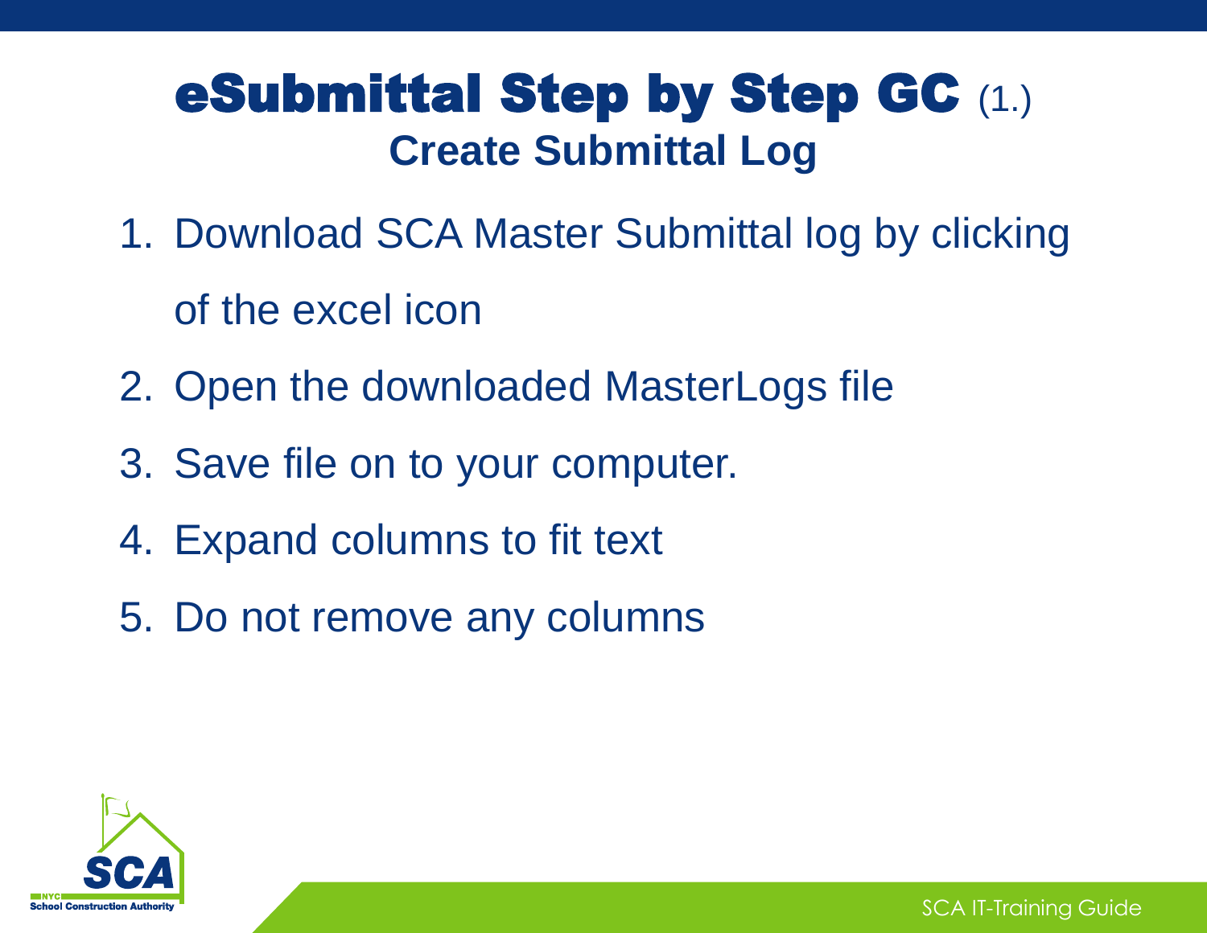# eSubmittal Step by Step GC (1.)

## Create Submittal Log

1. Download SCA Master Submittal log by clicking of the excel icon
2. Open the downloaded MasterLogs file
3. Save file on to your computer.
4. Expand columns to fit text
5. Do not remove any columns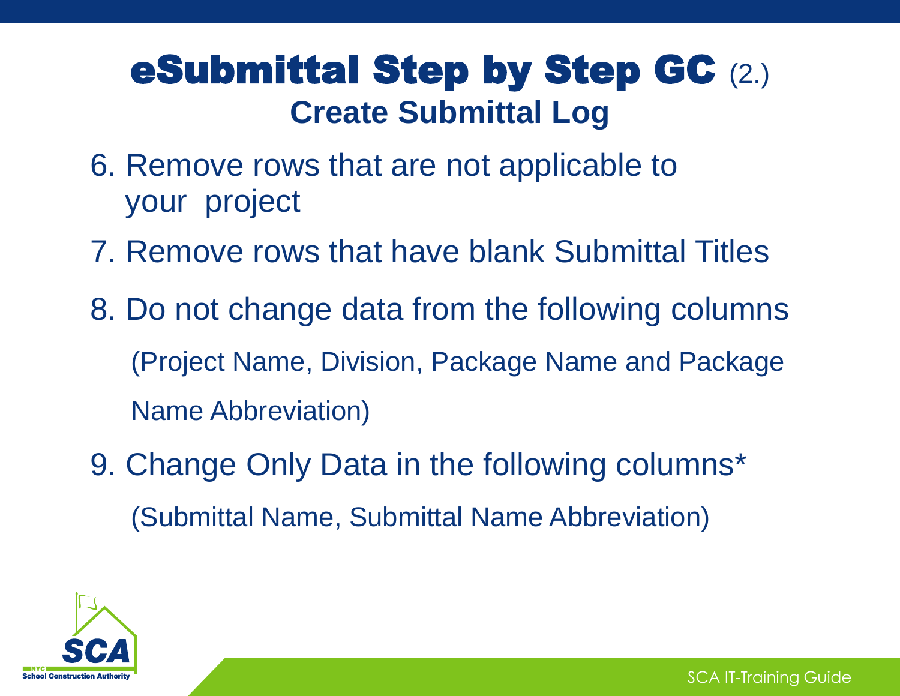# eSubmittal Step by Step GC (2.)

## Create Submittal Log

6. Remove rows that are not applicable to your project
7. Remove rows that have blank Submittal Titles
8. Do not change data from the following columns

   (Project Name, Division, Package Name and Package Name Abbreviation)

9. Change Only Data in the following columns*

   (Submittal Name, Submittal Name Abbreviation)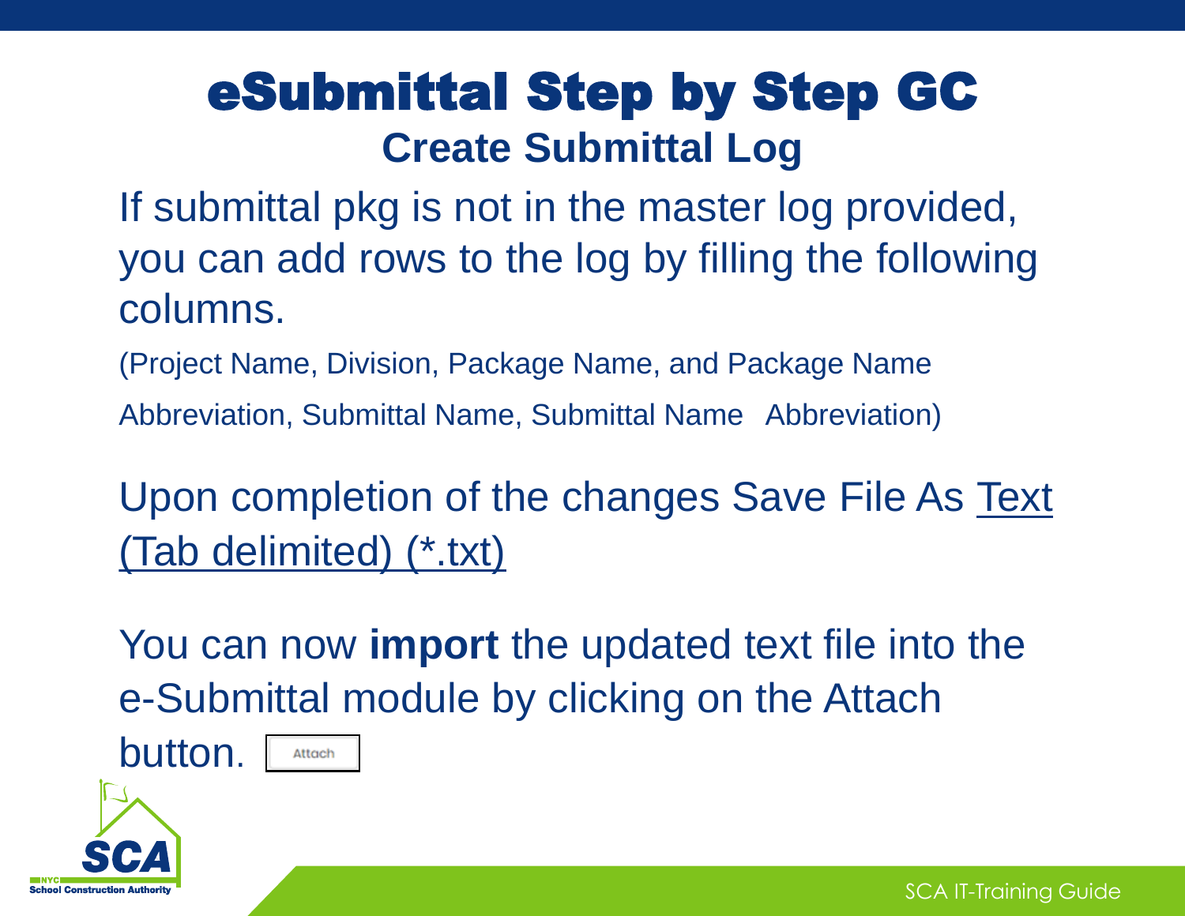# eSubmittal Step by Step GC

## Create Submittal Log

If submittal pkg is not in the master log provided, you can add rows to the log by filling the following columns.

(Project Name, Division, Package Name, and Package Name Abbreviation, Submittal Name, Submittal Name Abbreviation)

Upon completion of the changes Save File As Text (Tab delimited) (*.txt)

You can now **import** the updated text file into the e-Submittal module by clicking on the Attach button. Attach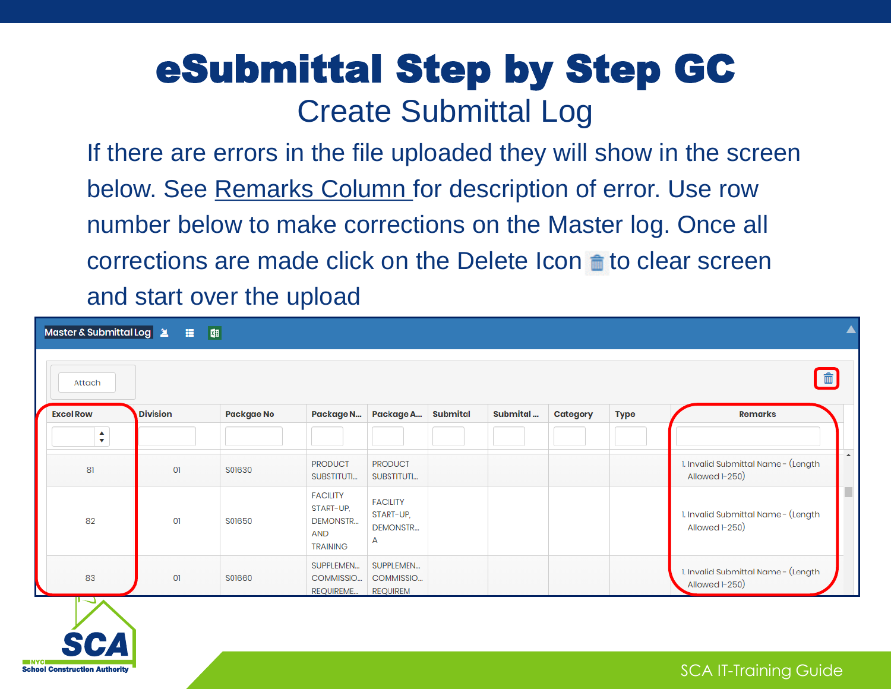# eSubmittal Step by Step GC

## Create Submittal Log

If there are errors in the file uploaded they will show in the screen below. See Remarks Column for description of error. Use row number below to make corrections on the Master log. Once all corrections are made click on the Delete Icon to clear screen and start over the upload

Master & Submittal Log

Attach

| Excel Row | Division | Packgae No | Package N... | Package A... | Submital | Submital ... | Category | Type | Remarks |
|---|---|---|---|---|---|---|---|---|---|
| 81 | 01 | S01630 | PRODUCT SUBSTITUTI... | PRODUCT SUBSTITUTI... | | | | | 1. Invalid Submittal Name - (Length Allowed 1-250) |
| 82 | 01 | S01650 | FACILITY START-UP, DEMONSTR... AND TRAINING | FACILITY START-UP, DEMONSTR... A | | | | | 1. Invalid Submittal Name - (Length Allowed 1-250) |
| 83 | 01 | S01660 | SUPPLEMEN... COMMISSIO... REQUIREME... | SUPPLEMEN... COMMISSIO... REQUIREM | | | | | 1. Invalid Submittal Name - (Length Allowed 1-250) |

SCA IT-Training Guide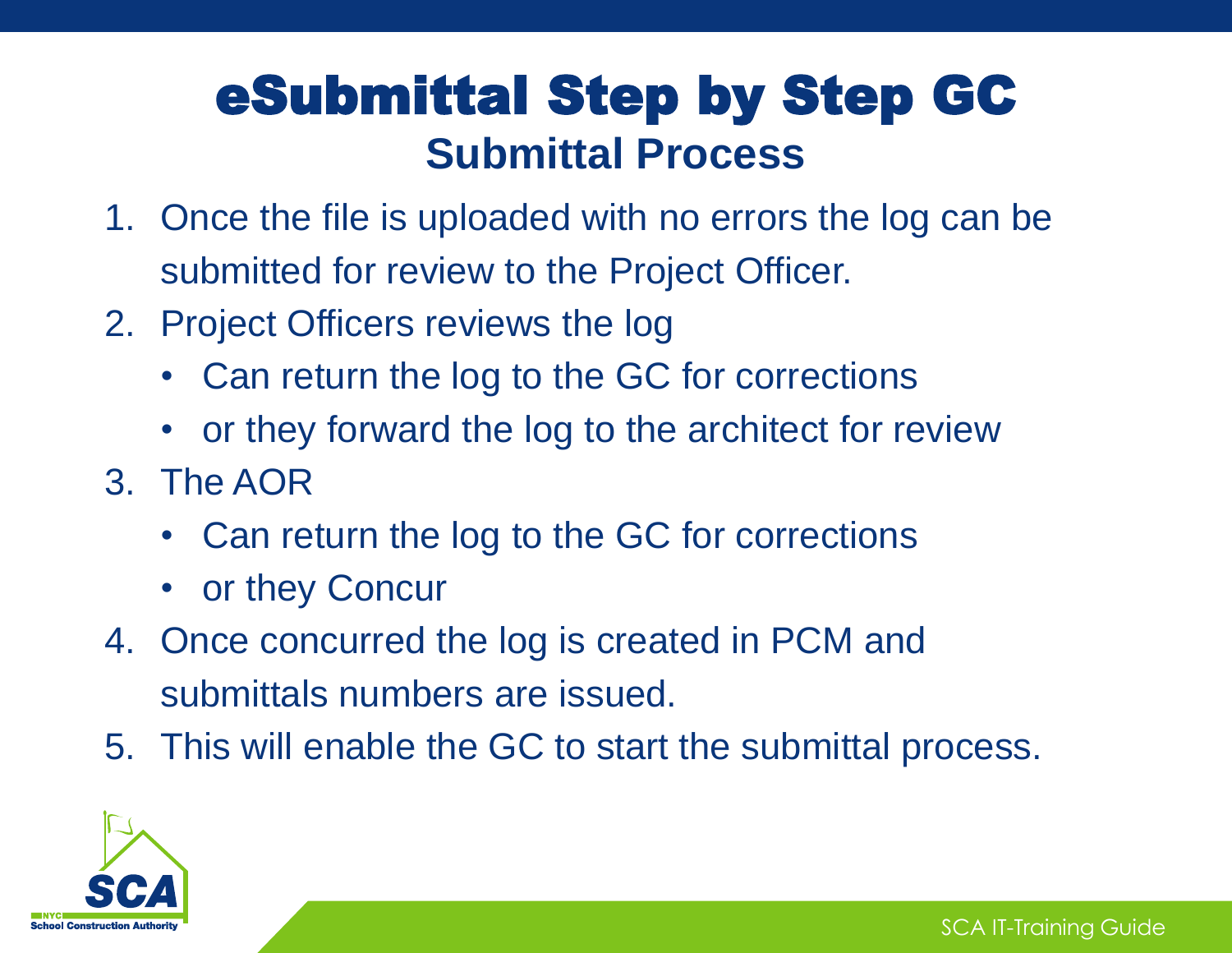# eSubmittal Step by Step GC

## Submittal Process

1. Once the file is uploaded with no errors the log can be submitted for review to the Project Officer.
2. Project Officers reviews the log
   - Can return the log to the GC for corrections
   - or they forward the log to the architect for review
3. The AOR
   - Can return the log to the GC for corrections
   - or they Concur
4. Once concurred the log is created in PCM and submittals numbers are issued.
5. This will enable the GC to start the submittal process.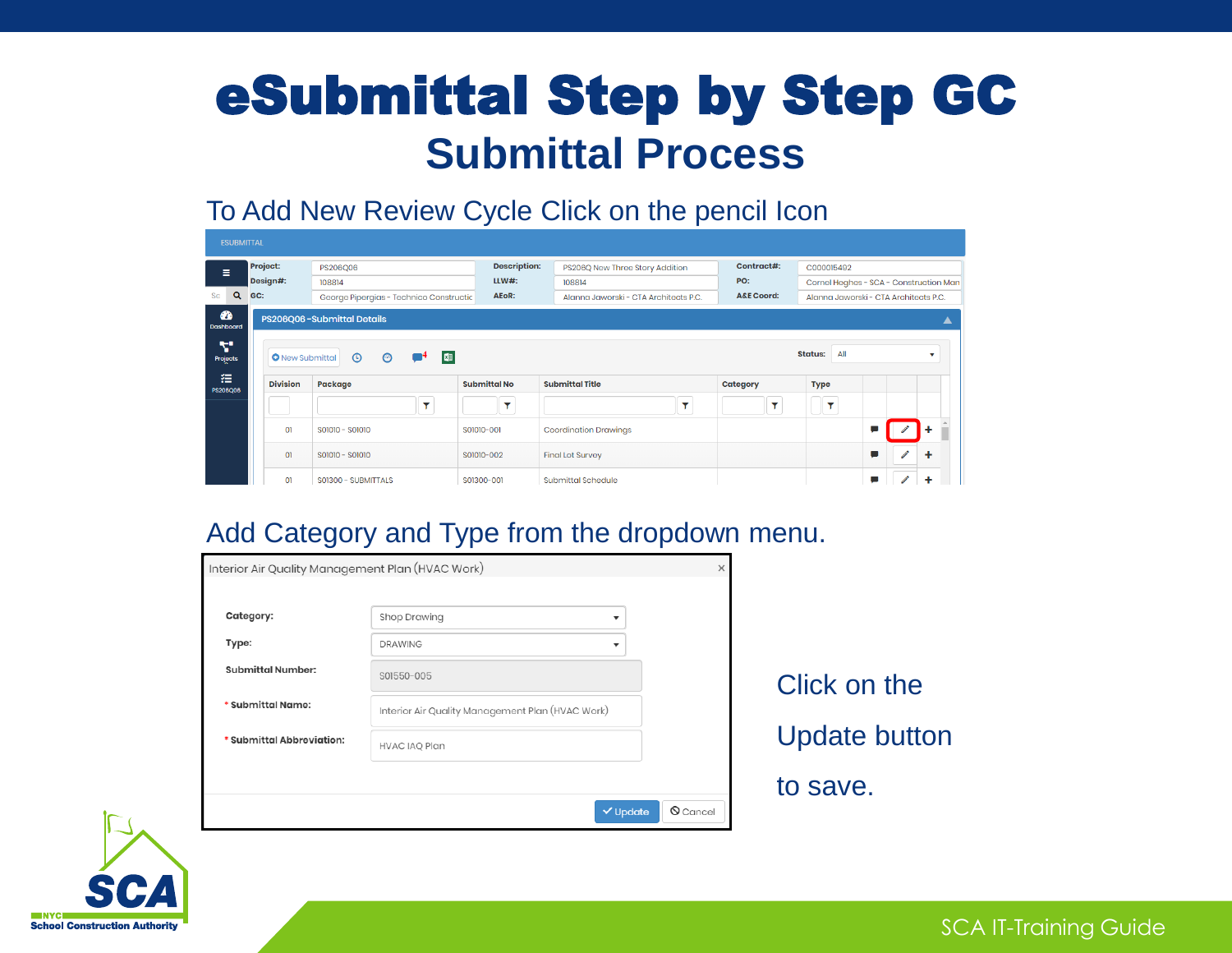# eSubmittal Step by Step GC

## Submittal Process

To Add New Review Cycle Click on the pencil Icon

ESUBMITTAL

| Project: | PS206Q06 | Description: | PS206Q New Three Story Addition | Contract#: | C000015492 |
|---|---|---|---|---|---|
| Design#: | 108814 | LLW#: | 108814 | PO: | Cornel Hegheș - SCA - Construction Man |
| GC: | George Pipergias - Technico Constructic | AEoR: | Alanna Jaworski - CTA Architects P.C. | A&E Coord: | Alanna Jaworski - CTA Architects P.C. |

PS206Q06 -Submittal Details

New Submittal

Status: All

| Division | Package | Submittal No | Submittal Title | Category | Type |
|---|---|---|---|---|---|
| 01 | S01010 - S01010 | S01010-001 | Coordination Drawings | | |
| 01 | S01010 - S01010 | S01010-002 | Final Lot Survey | | |
| 01 | S01300 - SUBMITTALS | S01300-001 | Submittal Schedule | | |

Add Category and Type from the dropdown menu.

Interior Air Quality Management Plan (HVAC Work)

- **Category:** Shop Drawing
- **Type:** DRAWING
- **Submittal Number:** S01550-005
- * **Submittal Name:** Interior Air Quality Management Plan (HVAC Work)
- * **Submittal Abbreviation:** HVAC IAQ Plan

Update | Cancel

Click on the Update button to save.

NYC School Construction Authority

SCA IT-Training Guide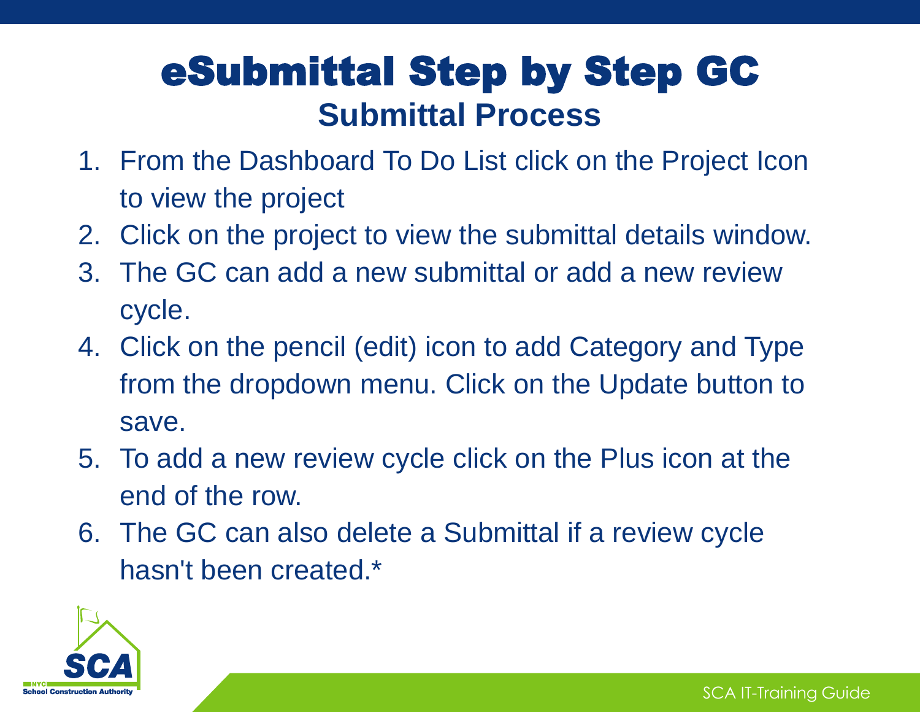# eSubmittal Step by Step GC

## Submittal Process

1. From the Dashboard To Do List click on the Project Icon to view the project
2. Click on the project to view the submittal details window.
3. The GC can add a new submittal or add a new review cycle.
4. Click on the pencil (edit) icon to add Category and Type from the dropdown menu. Click on the Update button to save.
5. To add a new review cycle click on the Plus icon at the end of the row.
6. The GC can also delete a Submittal if a review cycle hasn't been created.*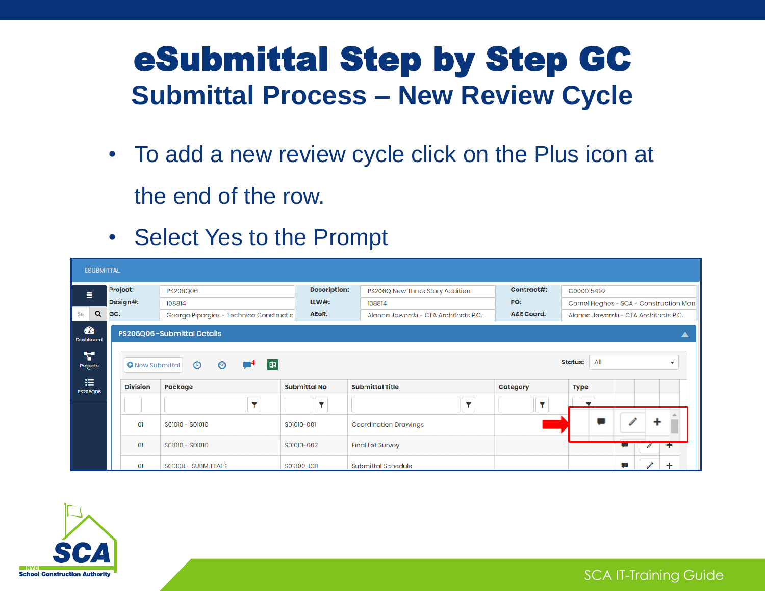# eSubmittal Step by Step GC

## Submittal Process – New Review Cycle

- To add a new review cycle click on the Plus icon at the end of the row.
- Select Yes to the Prompt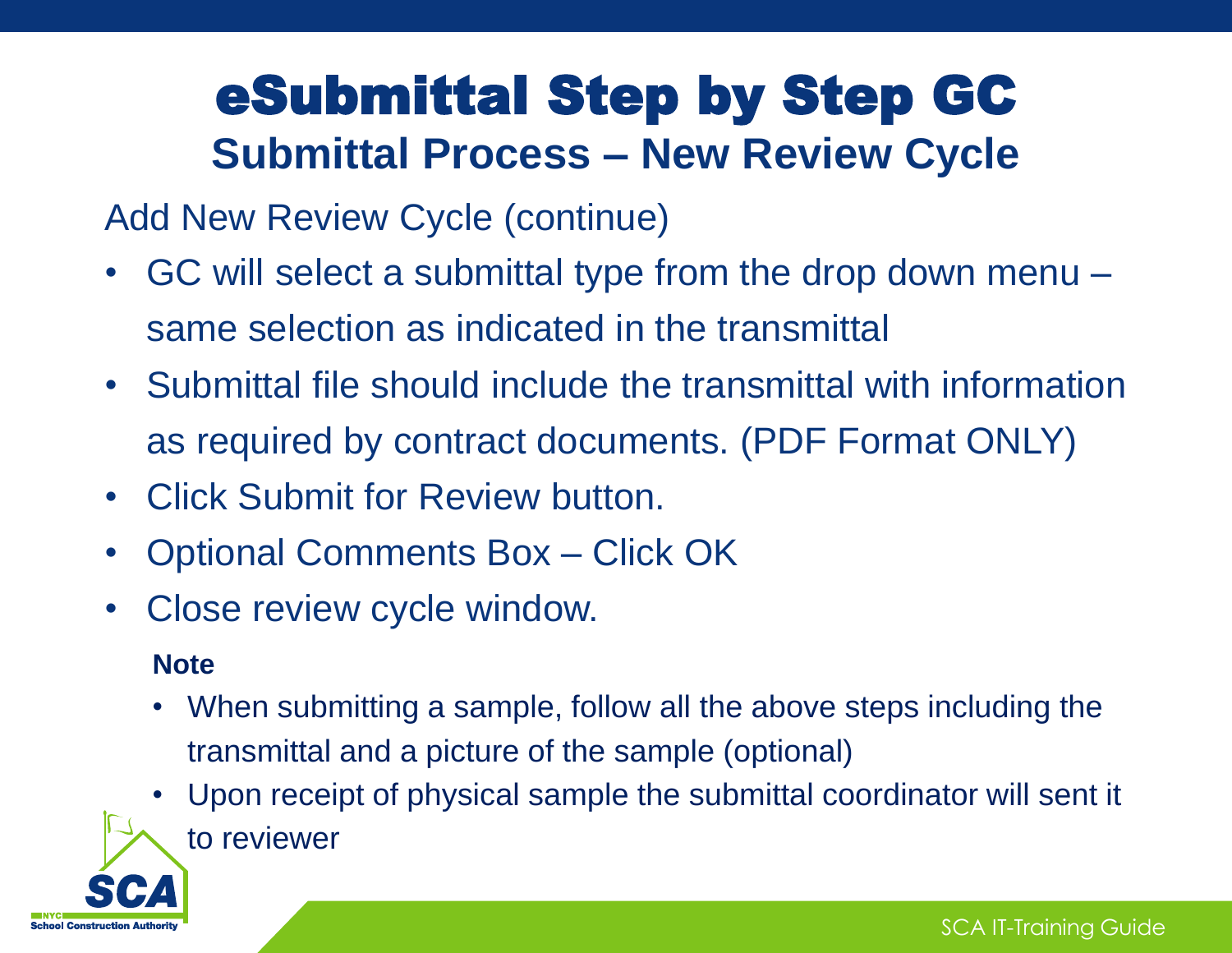# eSubmittal Step by Step GC

## Submittal Process – New Review Cycle

Add New Review Cycle (continue)

- GC will select a submittal type from the drop down menu – same selection as indicated in the transmittal
- Submittal file should include the transmittal with information as required by contract documents. (PDF Format ONLY)
- Click Submit for Review button.
- Optional Comments Box – Click OK
- Close review cycle window.

**Note**

- When submitting a sample, follow all the above steps including the transmittal and a picture of the sample (optional)
- Upon receipt of physical sample the submittal coordinator will sent it to reviewer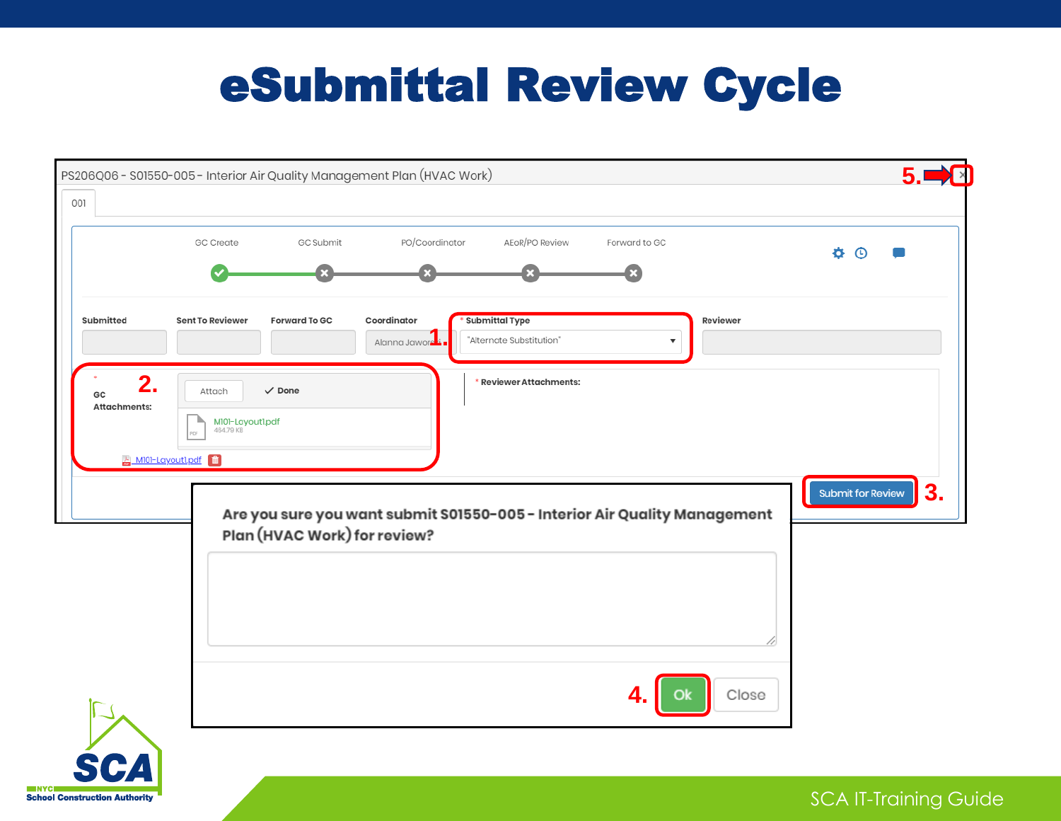# eSubmittal Review Cycle

PS206Q06 - S01550-005 - Interior Air Quality Management Plan (HVAC Work)

001

GC Create | GC Submit | PO/Coordinator | AEoR/PO Review | Forward to GC

Submitted | Sent To Reviewer | Forward To GC | Coordinator | * Submittal Type | Reviewer

Alanna Jaworski | "Alternate Substitution"

1.

2.

* GC Attachments:

Attach | Done

M101-Layout1.pdf
484.79 KB

M101-Layout1.pdf

* Reviewer Attachments:

Submit for Review

3.

Are you sure you want submit S01550-005 - Interior Air Quality Management Plan (HVAC Work) for review?

4.

Ok | Close

5.

SCA IT-Training Guide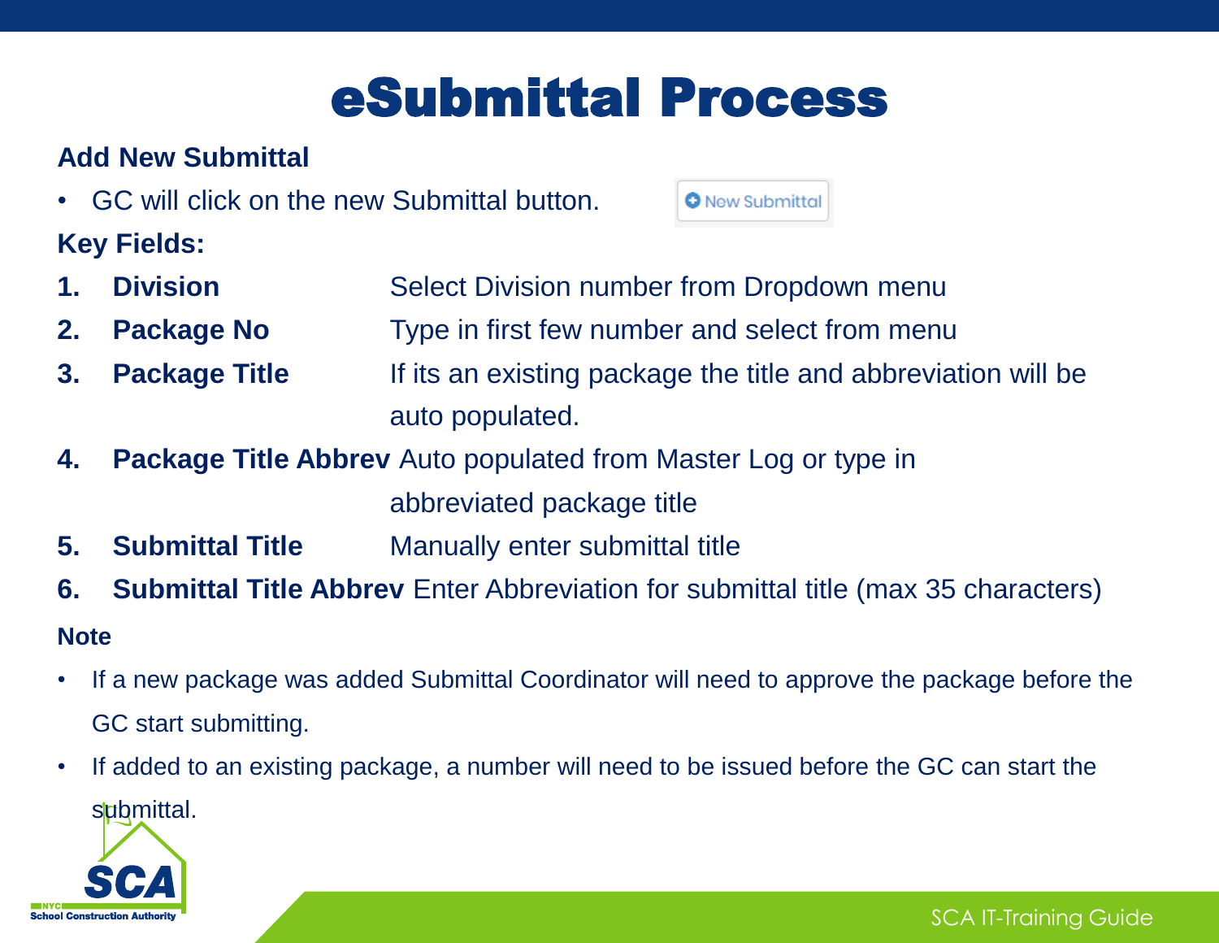# eSubmittal Process

**Add New Submittal**

- GC will click on the new Submittal button. New Submittal

**Key Fields:**

1. **Division** Select Division number from Dropdown menu
2. **Package No** Type in first few number and select from menu
3. **Package Title** If its an existing package the title and abbreviation will be auto populated.
4. **Package Title Abbrev** Auto populated from Master Log or type in abbreviated package title
5. **Submittal Title** Manually enter submittal title
6. **Submittal Title Abbrev** Enter Abbreviation for submittal title (max 35 characters)

**Note**

- If a new package was added Submittal Coordinator will need to approve the package before the GC start submitting.
- If added to an existing package, a number will need to be issued before the GC can start the submittal.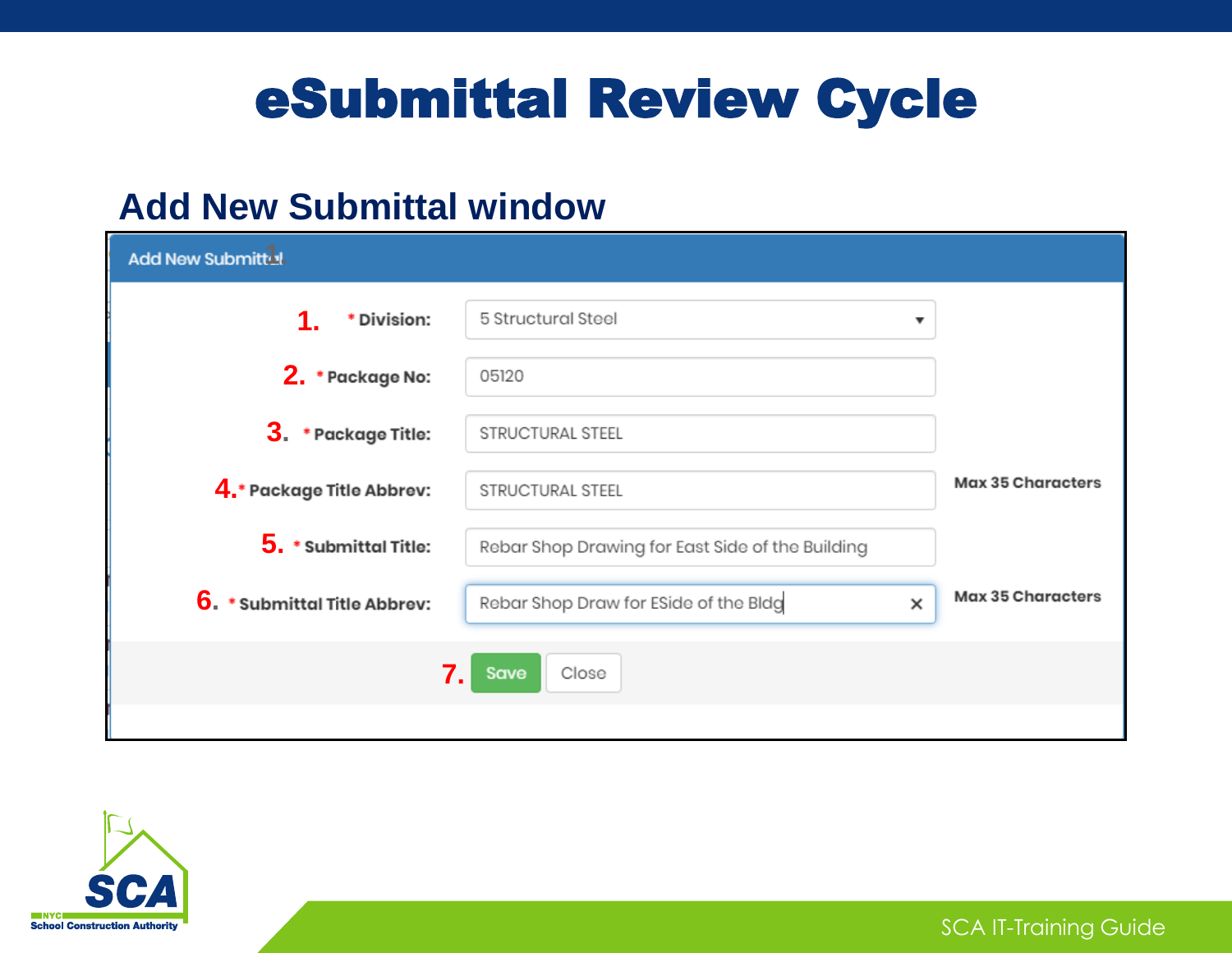# eSubmittal Review Cycle

## Add New Submittal window

**Add New Submittal**

1. * **Division:** 5 Structural Steel
2. * **Package No:** 05120
3. * **Package Title:** STRUCTURAL STEEL
4. * **Package Title Abbrev:** STRUCTURAL STEEL — **Max 35 Characters**
5. * **Submittal Title:** Rebar Shop Drawing for East Side of the Building
6. * **Submittal Title Abbrev:** Rebar Shop Draw for ESide of the Bldg — **Max 35 Characters**
7. Save | Close

NYC School Construction Authority

SCA IT-Training Guide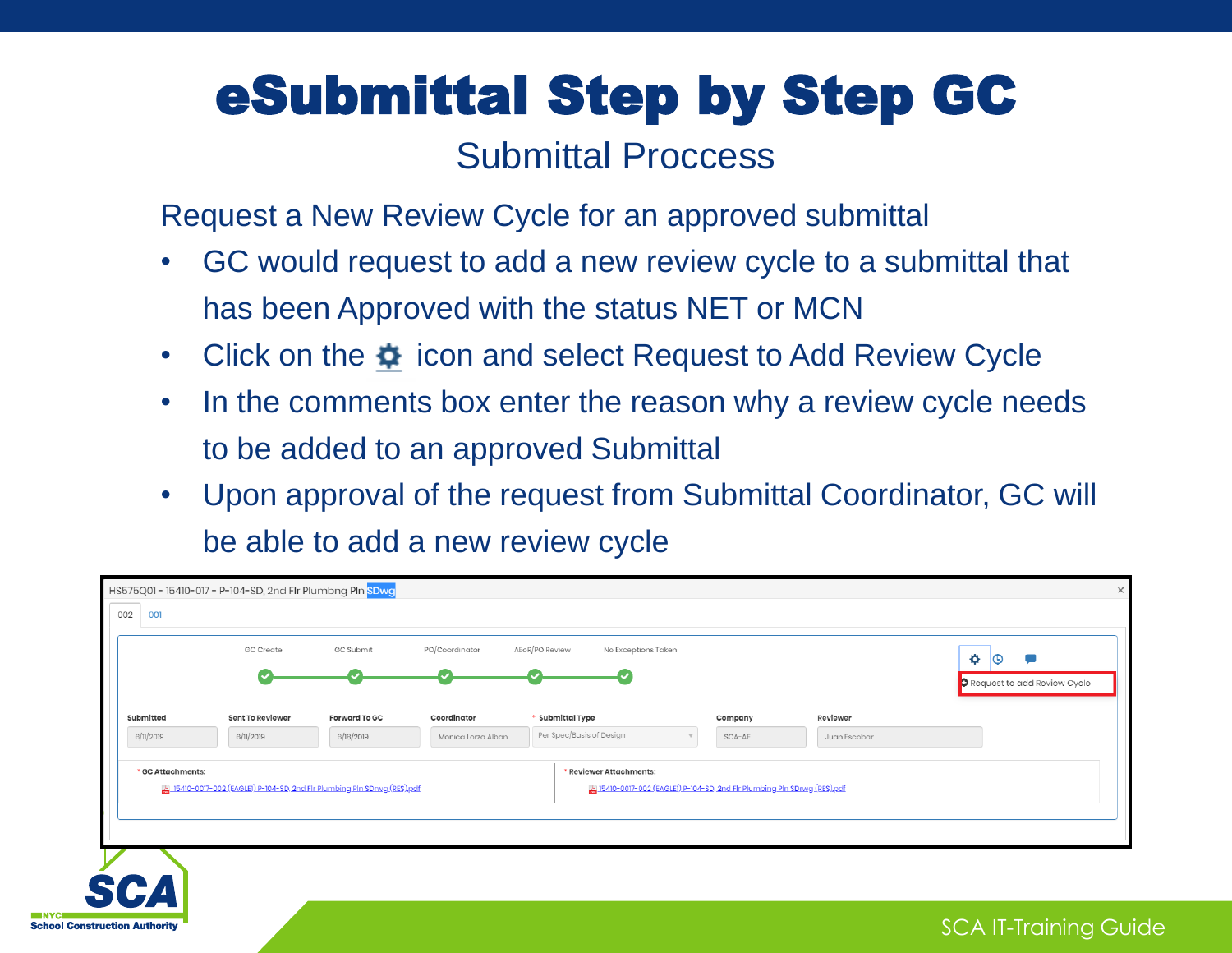# eSubmittal Step by Step GC

## Submittal Proccess

Request a New Review Cycle for an approved submittal

- GC would request to add a new review cycle to a submittal that has been Approved with the status NET or MCN
- Click on the ⚙ icon and select Request to Add Review Cycle
- In the comments box enter the reason why a review cycle needs to be added to an approved Submittal
- Upon approval of the request from Submittal Coordinator, GC will be able to add a new review cycle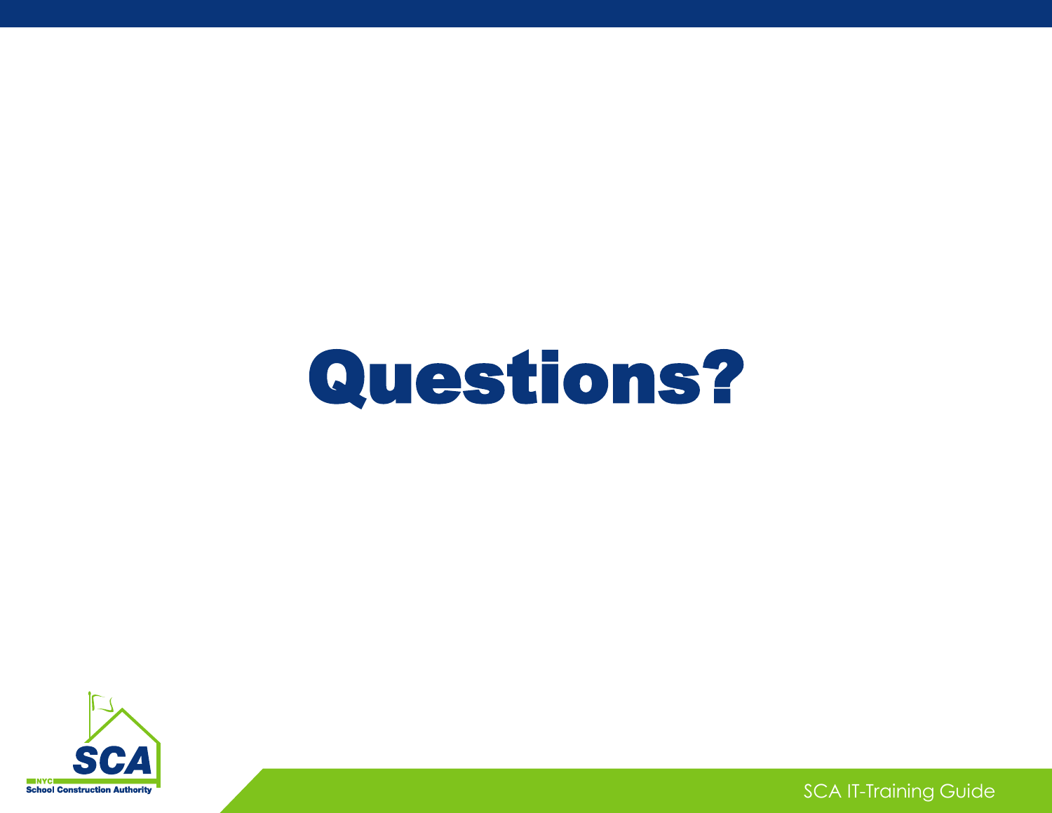# Questions?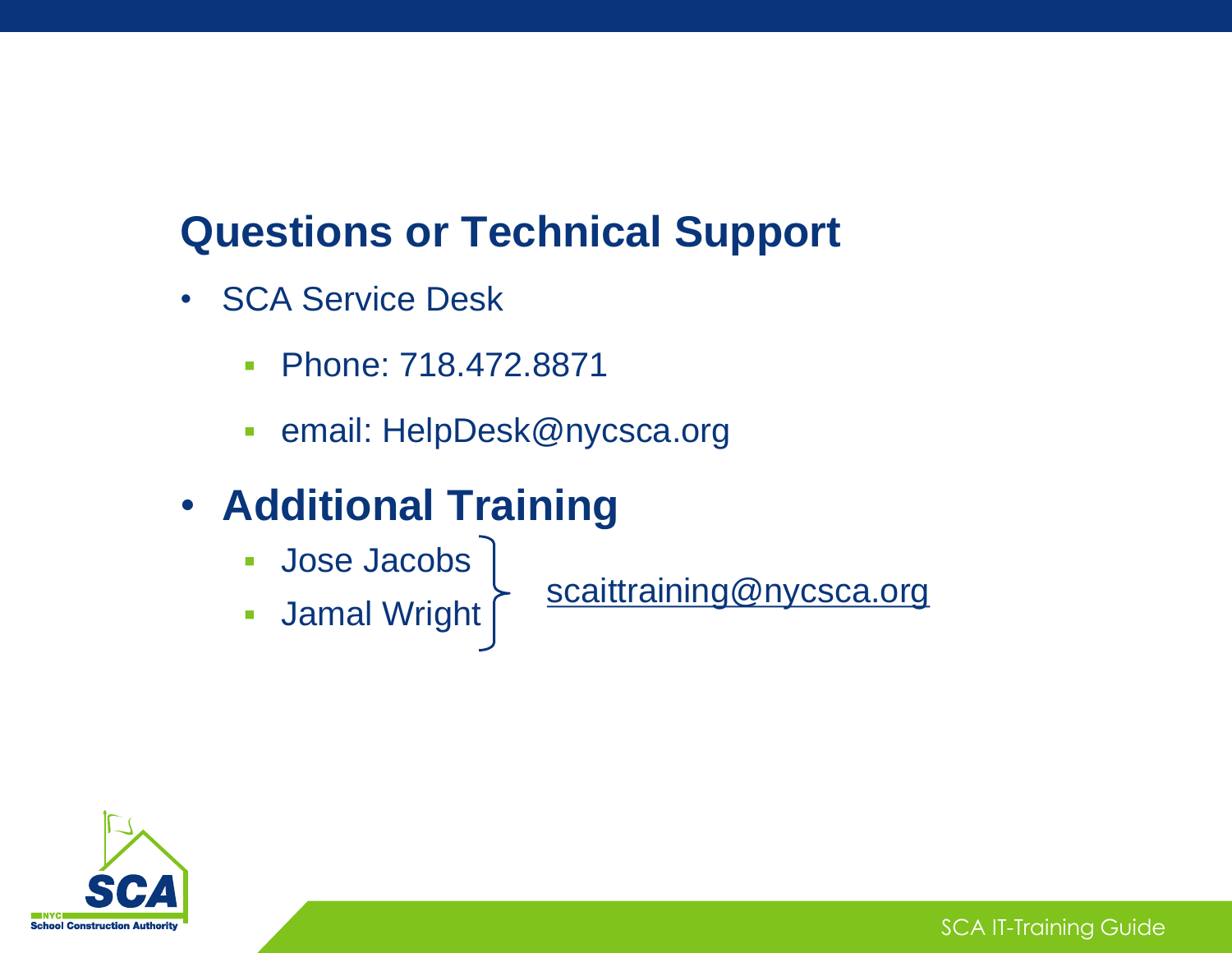## Questions or Technical Support

- SCA Service Desk
  - Phone: 718.472.8871
  - email: HelpDesk@nycsca.org
- **Additional Training**
  - Jose Jacobs
  - Jamal Wright

  scaittraining@nycsca.org